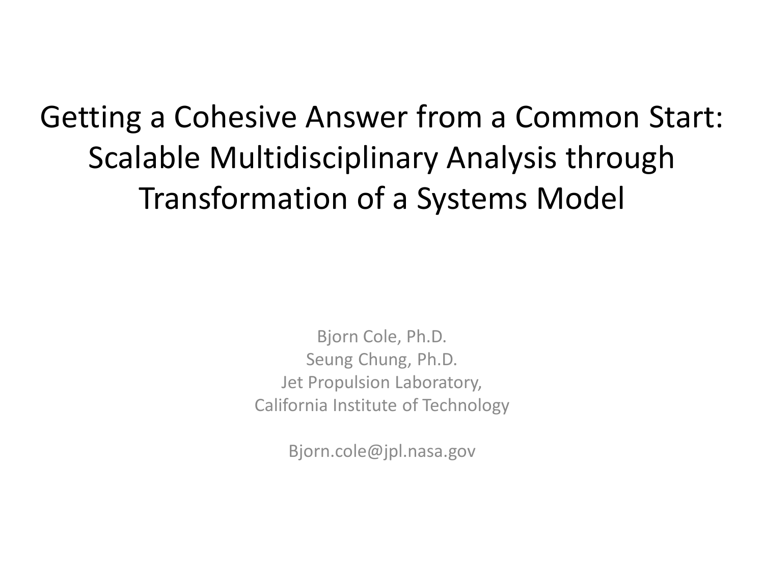# Getting a Cohesive Answer from a Common Start: Scalable Multidisciplinary Analysis through Transformation of a Systems Model

Bjorn Cole, Ph.D.
Seung Chung, Ph.D.
Jet Propulsion Laboratory,
California Institute of Technology

Bjorn.cole@jpl.nasa.gov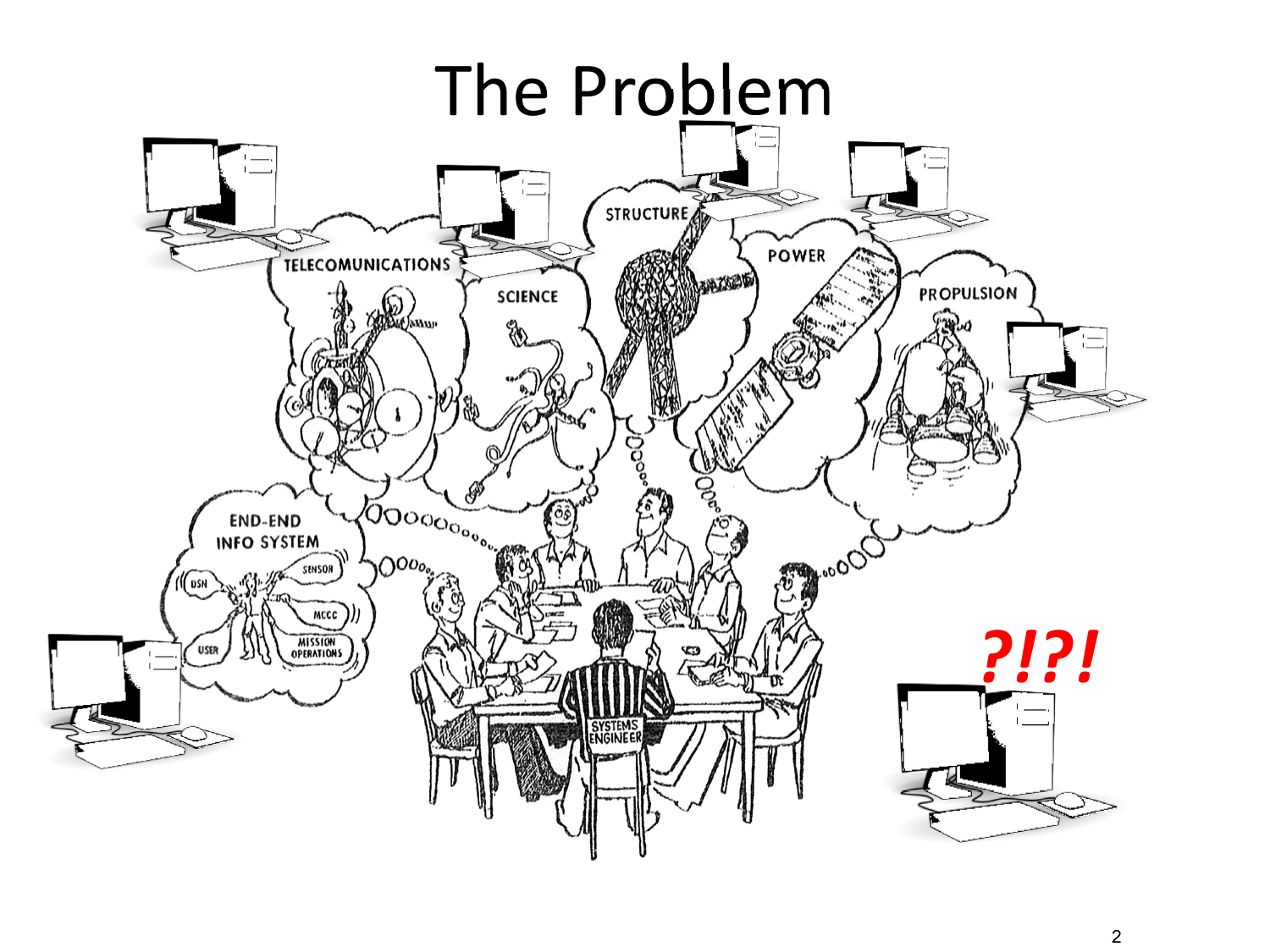# The Problem

TELECOMUNICATIONS

SCIENCE

STRUCTURE

POWER

PROPULSION

END-END INFO SYSTEM

DSN

SENSOR

MCCC

USER

MISSION OPERATIONS

SYSTEMS ENGINEER

***?!?!***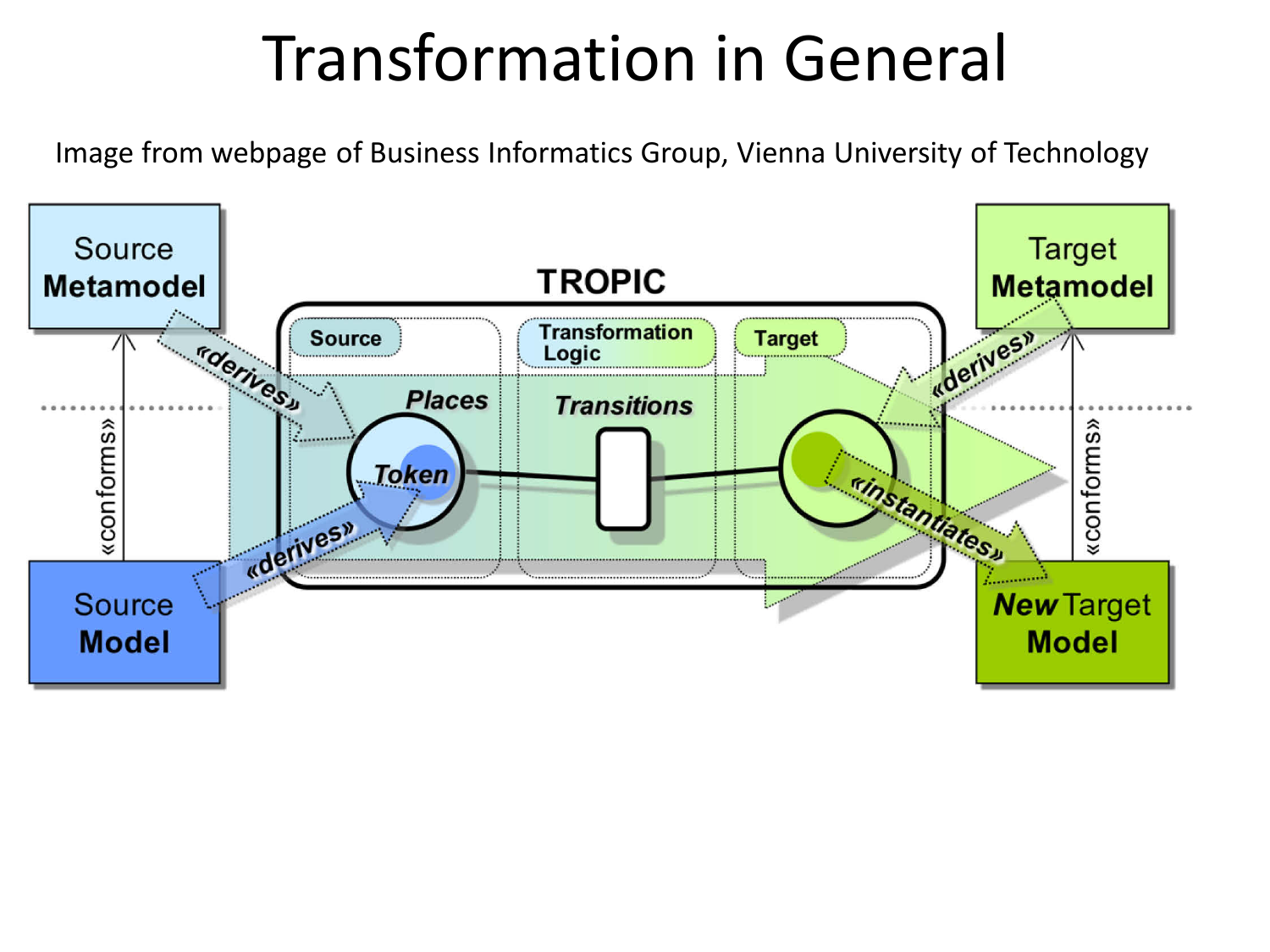# Transformation in General

Image from webpage of Business Informatics Group, Vienna University of Technology

Source **Metamodel**

Target **Metamodel**

TROPIC

Source

Transformation Logic

Target

«derives»

«derives»

*Places*

*Transitions*

*Token*

«conforms»

«conforms»

«derives»

«instantiates»

Source **Model**

***New*** Target **Model**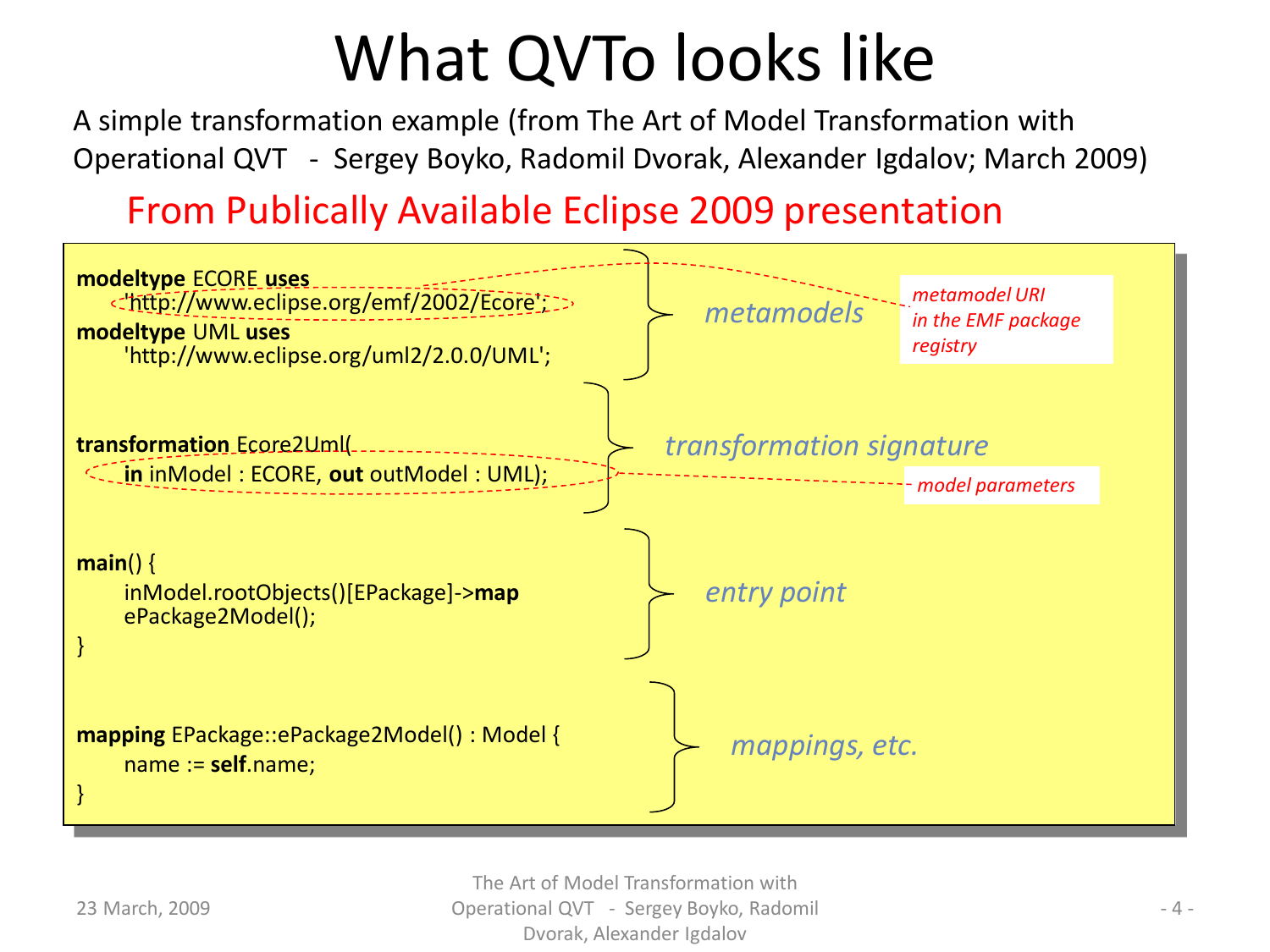# What QVTo looks like

A simple transformation example (from The Art of Model Transformation with Operational QVT - Sergey Boyko, Radomil Dvorak, Alexander Igdalov; March 2009)

From Publically Available Eclipse 2009 presentation

```
modeltype ECORE uses
    'http://www.eclipse.org/emf/2002/Ecore';
modeltype UML uses
    'http://www.eclipse.org/uml2/2.0.0/UML';


transformation Ecore2Uml(
    in inModel : ECORE, out outModel : UML);


main() {
    inModel.rootObjects()[EPackage]->map
    ePackage2Model();
}


mapping EPackage::ePackage2Model() : Model {
    name := self.name;
}
```

- *metamodels* (first block) — *metamodel URI in the EMF package registry* ('http://www.eclipse.org/emf/2002/Ecore')
- *transformation signature* (second block) — *model parameters* (in inModel : ECORE, out outModel : UML)
- *entry point* (third block)
- *mappings, etc.* (fourth block)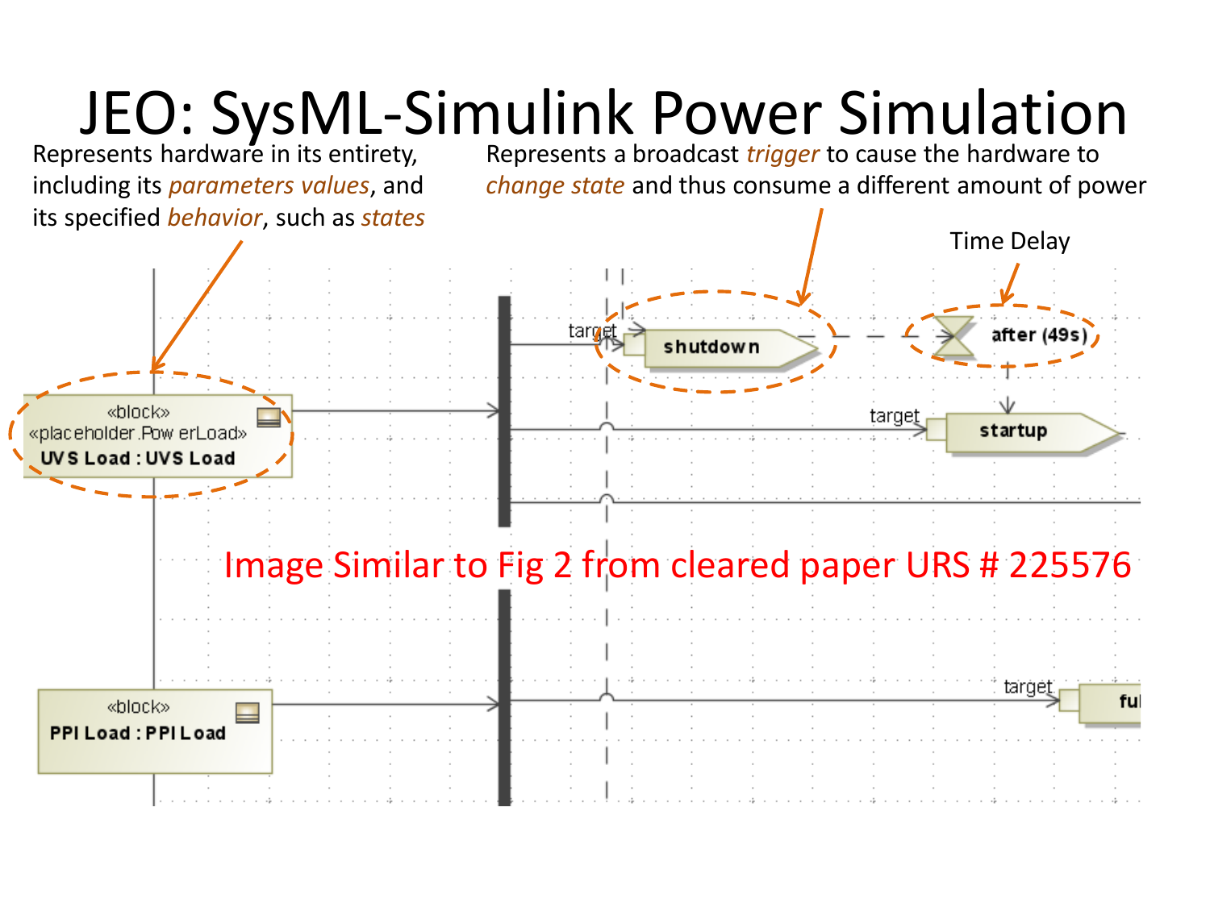# JEO: SysML-Simulink Power Simulation

Represents hardware in its entirety, including its *parameters values*, and its specified *behavior*, such as *states*

Represents a broadcast *trigger* to cause the hardware to *change state* and thus consume a different amount of power

Time Delay

«block»
«placeholder.PowerLoad»
**UVS Load : UVS Load**

target **shutdown**

**after (49s)**

target **startup**

Image Similar to Fig 2 from cleared paper URS # 225576

«block»
**PPI Load : PPI Load**

target **ful**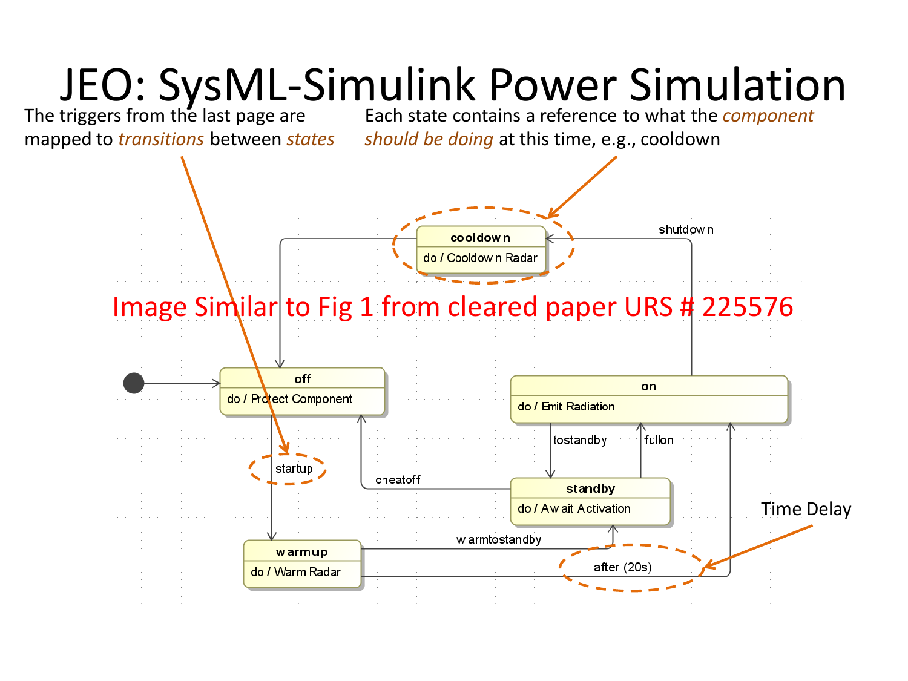# JEO: SysML-Simulink Power Simulation

The triggers from the last page are mapped to *transitions* between *states*

Each state contains a reference to what the *component should be doing* at this time, e.g., cooldown

Image Similar to Fig 1 from cleared paper URS # 225576

Time Delay

cooldown
do / Cooldown Radar

shutdown

off
do / Protect Component

on
do / Emit Radiation

tostandby

fullon

startup

cheatoff

standby
do / Await Activation

warmup
do / Warm Radar

warmtostandby

after (20s)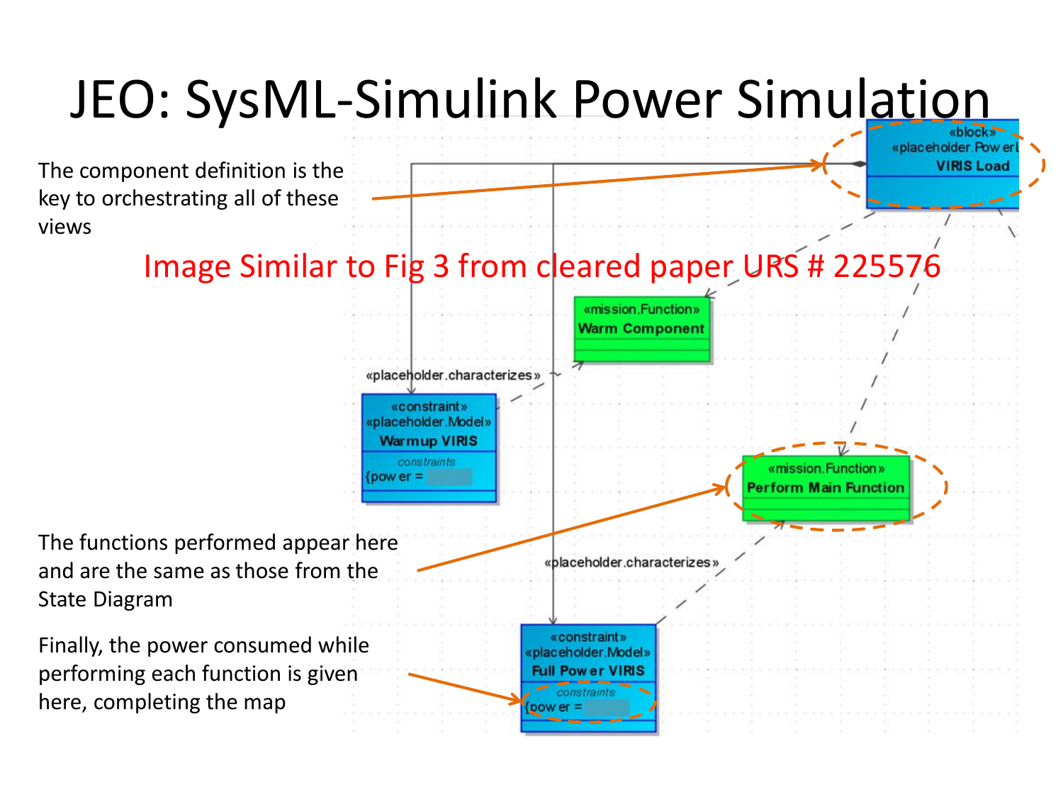# JEO: SysML-Simulink Power Simulation

The component definition is the key to orchestrating all of these views

Image Similar to Fig 3 from cleared paper URS # 225576

«block»
«placeholder.PowerL
VIRIS Load

«mission.Function»
Warm Component

«placeholder.characterizes»

«constraint»
«placeholder.Model»
Warmup VIRIS
constraints
{power =

«mission.Function»
Perform Main Function

The functions performed appear here and are the same as those from the State Diagram

«placeholder.characterizes»

Finally, the power consumed while performing each function is given here, completing the map

«constraint»
«placeholder.Model»
Full Power VIRIS
constraints
{power =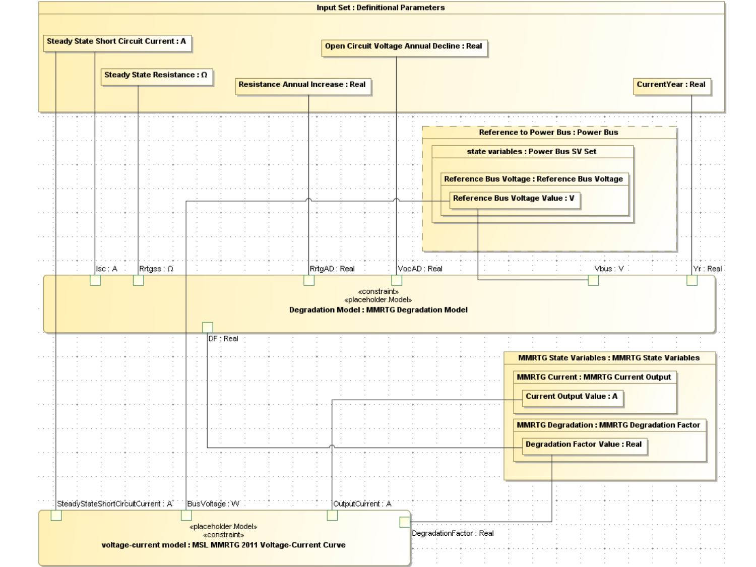**Input Set : Definitional Parameters**

- **Steady State Short Circuit Current : A**
- **Steady State Resistance : Ω**
- **Resistance Annual Increase : Real**
- **Open Circuit Voltage Annual Decline : Real**
- **CurrentYear : Real**

**Reference to Power Bus : Power Bus**

- **state variables : Power Bus SV Set**
  - **Reference Bus Voltage : Reference Bus Voltage**
    - **Reference Bus Voltage Value : V**

Isc : A

Rrtgss : Ω

RrtgAD : Real

VocAD : Real

Vbus : V

Yr : Real

«constraint»
«placeholder.Model»
**Degradation Model : MMRTG Degradation Model**

DF : Real

**MMRTG State Variables : MMRTG State Variables**

- **MMRTG Current : MMRTG Current Output**
  - **Current Output Value : A**
- **MMRTG Degradation : MMRTG Degradation Factor**
  - **Degradation Factor Value : Real**

SteadyStateShortCircuitCurrent : A

BusVoltage : W

OutputCurrent : A

DegradationFactor : Real

«placeholder.Model»
«constraint»
**voltage-current model : MSL MMRTG 2011 Voltage-Current Curve**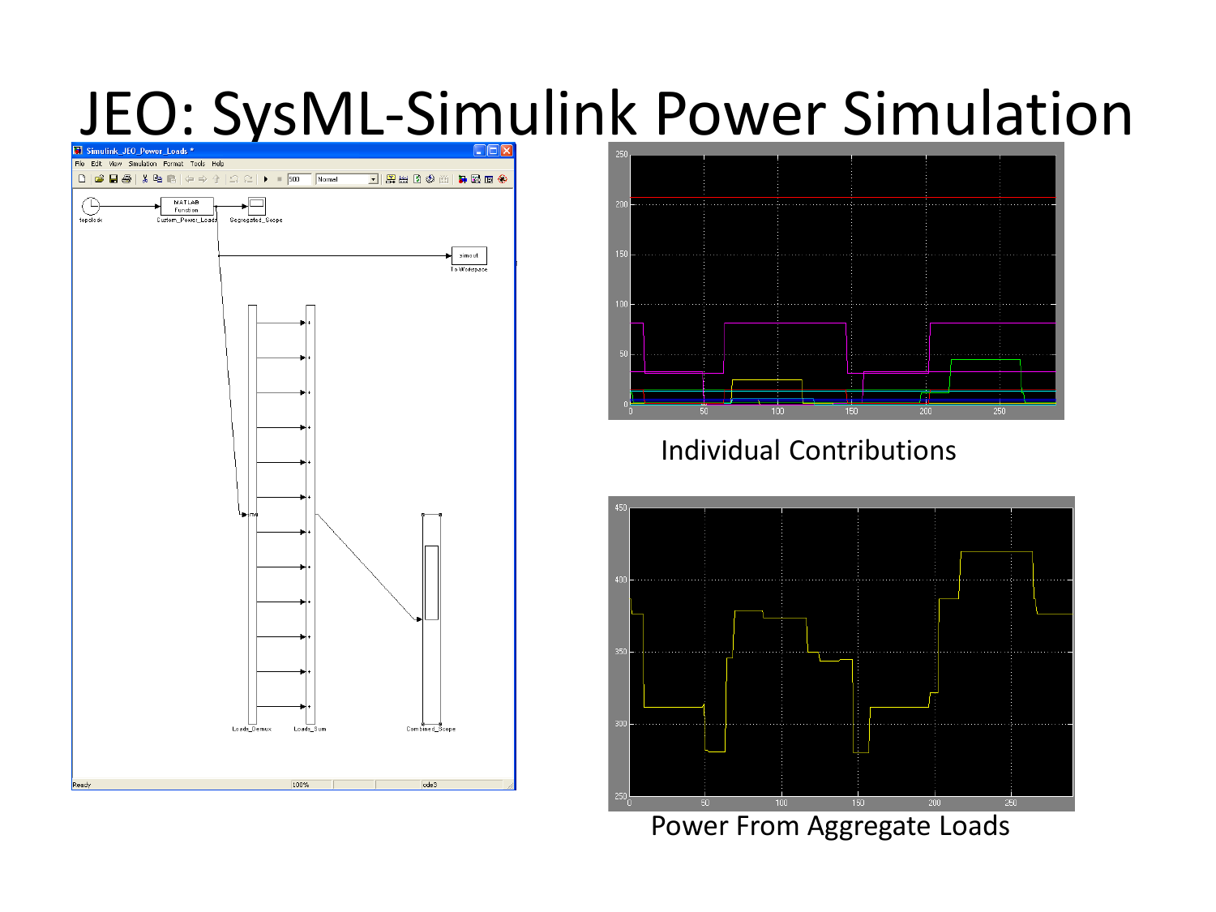# JEO: SysML-Simulink Power Simulation

Individual Contributions

Power From Aggregate Loads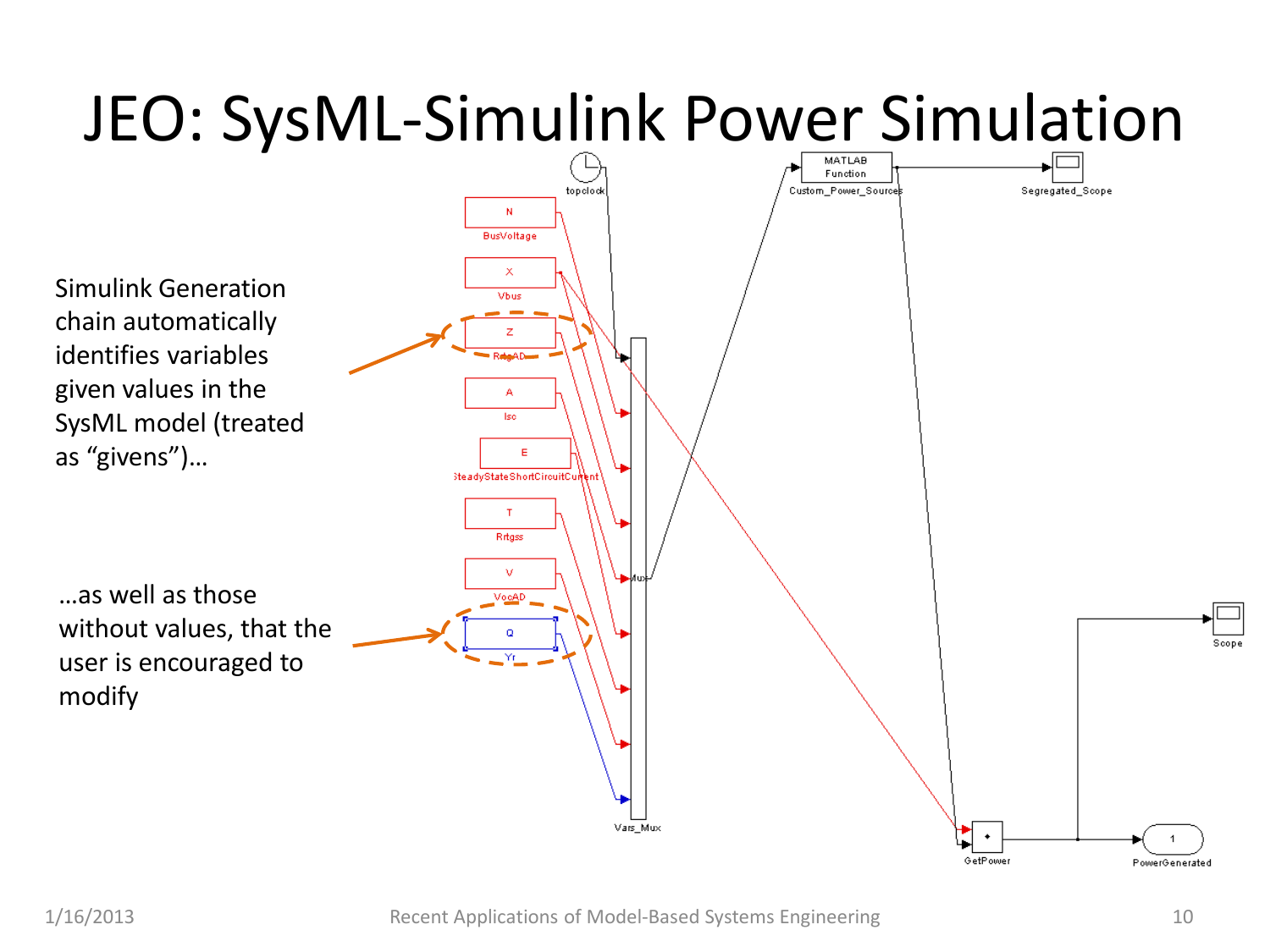# JEO: SysML-Simulink Power Simulation

Simulink Generation chain automatically identifies variables given values in the SysML model (treated as "givens")…

…as well as those without values, that the user is encouraged to modify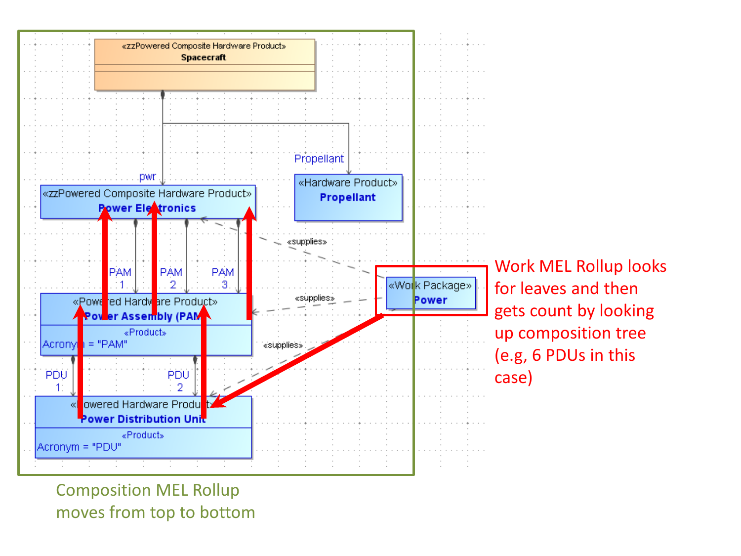«zzPowered Composite Hardware Product»
**Spacecraft**

pwr

Propellant

«zzPowered Composite Hardware Product»
**Power Electronics**

«Hardware Product»
**Propellant**

«supplies»

PAM 1

PAM 2

PAM 3

«Work Package»
**Power**

«supplies»

«Powered Hardware Product»
**Power Assembly (PAM)**

«Product»
Acronym = "PAM"

«supplies»

PDU 1

PDU 2

«Powered Hardware Product»
**Power Distribution Unit**

«Product»
Acronym = "PDU"

Work MEL Rollup looks for leaves and then gets count by looking up composition tree (e.g, 6 PDUs in this case)

Composition MEL Rollup moves from top to bottom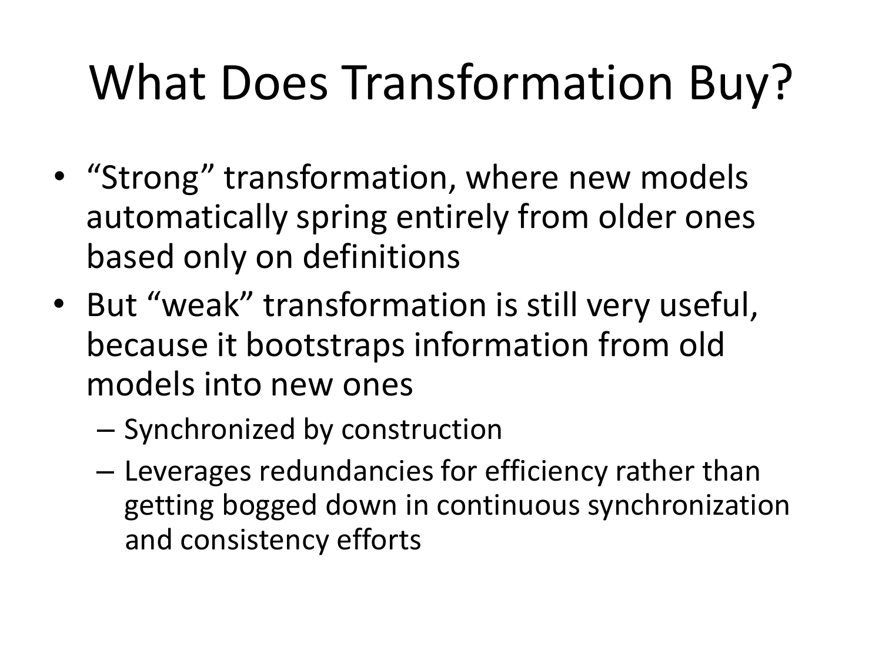# What Does Transformation Buy?

- "Strong" transformation, where new models automatically spring entirely from older ones based only on definitions
- But "weak" transformation is still very useful, because it bootstraps information from old models into new ones
  - Synchronized by construction
  - Leverages redundancies for efficiency rather than getting bogged down in continuous synchronization and consistency efforts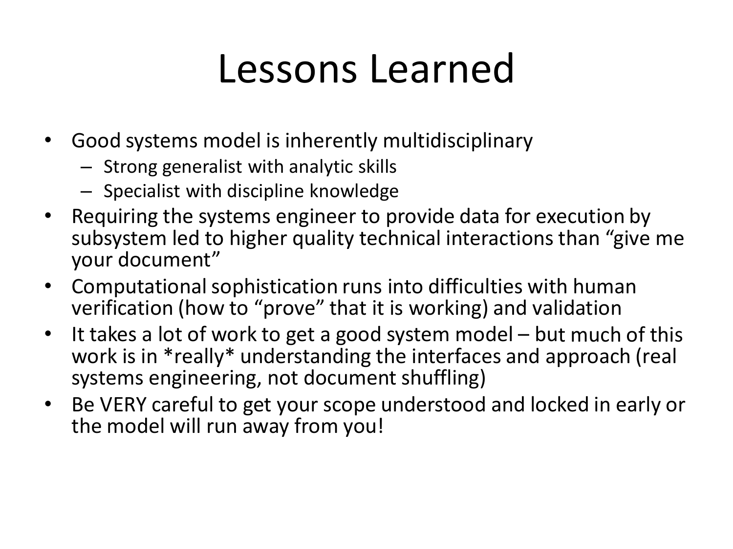# Lessons Learned

- Good systems model is inherently multidisciplinary
  - Strong generalist with analytic skills
  - Specialist with discipline knowledge
- Requiring the systems engineer to provide data for execution by subsystem led to higher quality technical interactions than "give me your document"
- Computational sophistication runs into difficulties with human verification (how to "prove" that it is working) and validation
- It takes a lot of work to get a good system model – but much of this work is in *really* understanding the interfaces and approach (real systems engineering, not document shuffling)
- Be VERY careful to get your scope understood and locked in early or the model will run away from you!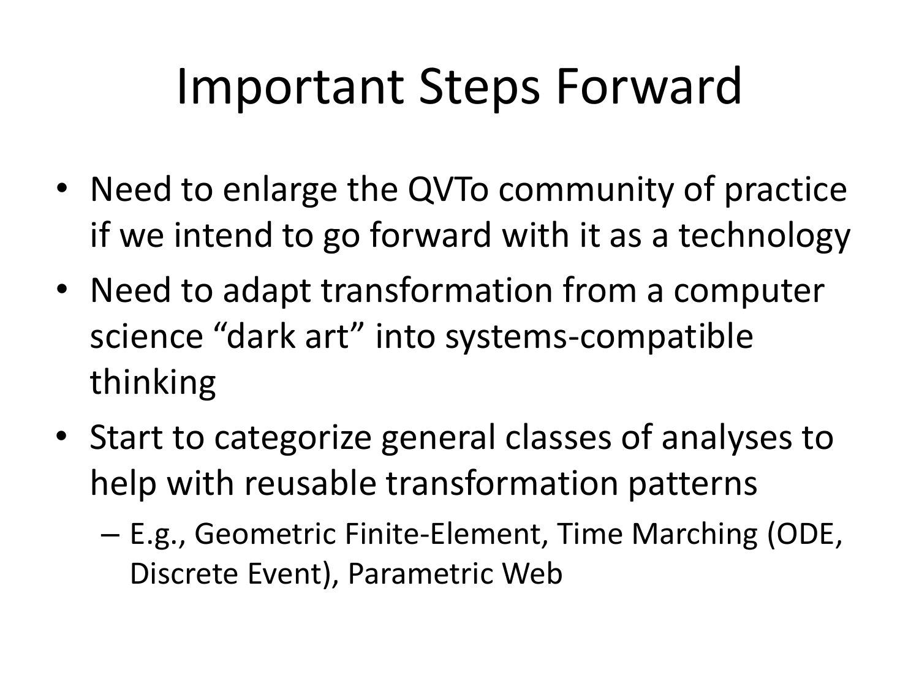# Important Steps Forward

- Need to enlarge the QVTo community of practice if we intend to go forward with it as a technology
- Need to adapt transformation from a computer science "dark art" into systems-compatible thinking
- Start to categorize general classes of analyses to help with reusable transformation patterns
  - E.g., Geometric Finite-Element, Time Marching (ODE, Discrete Event), Parametric Web